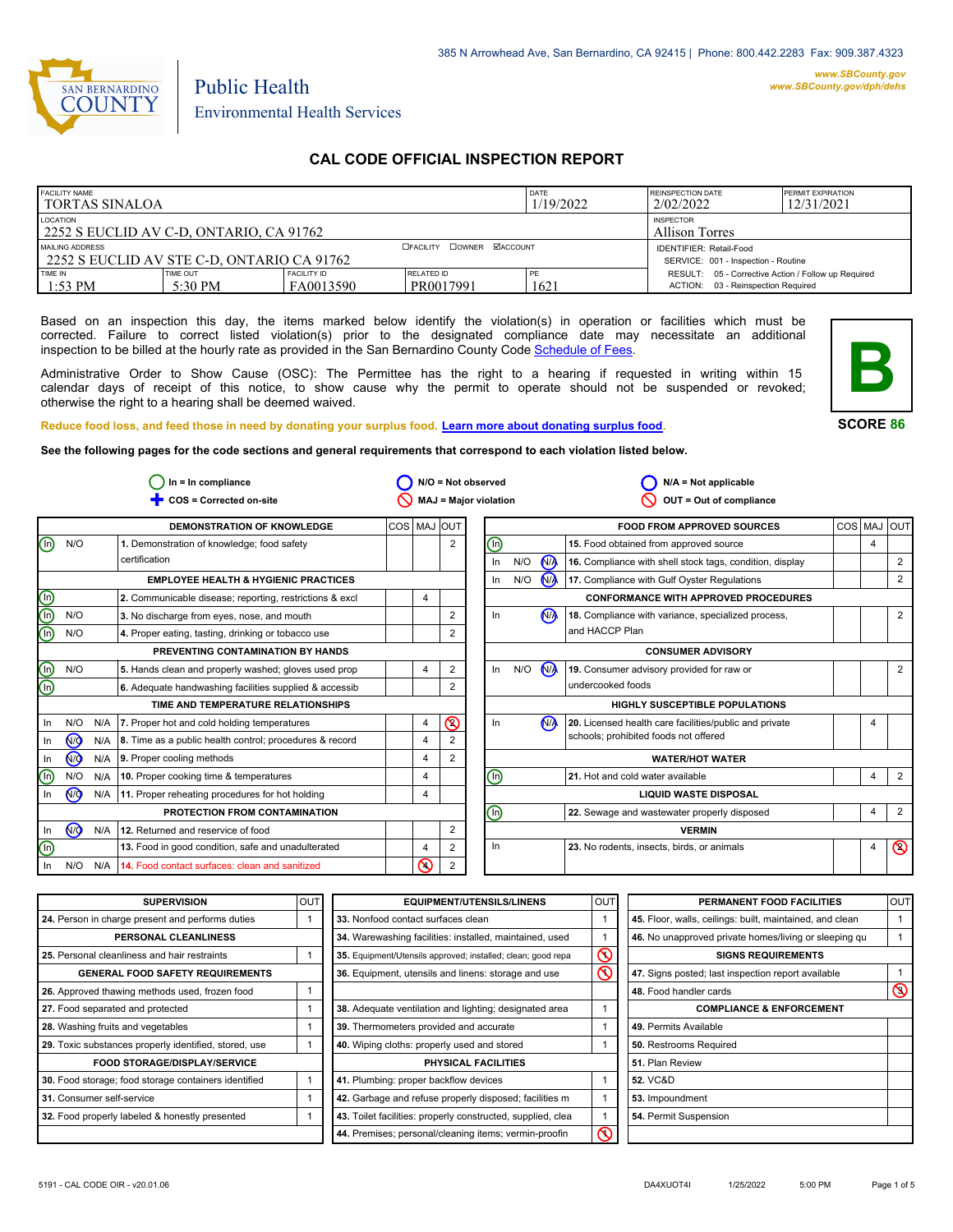385 N Arrowhead Ave, San Bernardino, CA 92415 | Phone: 800.442.2283 Fax: 909.387.4323

www.SBCounty.gov
www.SBCounty.gov/dph/dehs

SAN BERNARDINO COUNTY

Public Health
Environmental Health Services

# CAL CODE OFFICIAL INSPECTION REPORT

| FACILITY NAME | | | | DATE | REINSPECTION DATE | PERMIT EXPIRATION |
|---|---|---|---|---|---|---|
| TORTAS SINALOA | | | | 1/19/2022 | 2/02/2022 | 12/31/2021 |
| LOCATION: 2252 S EUCLID AV C-D, ONTARIO, CA 91762 | | | | | INSPECTOR: Allison Torres | |
| MAILING ADDRESS: 2252 S EUCLID AV STE C-D, ONTARIO CA 91762 | | | ☐FACILITY ☐OWNER ☑ACCOUNT | | IDENTIFIER: Retail-Food; SERVICE: 001 - Inspection - Routine | |
| TIME IN: 1:53 PM | TIME OUT: 5:30 PM | FACILITY ID: FA0013590 | RELATED ID: PR0017991 | PE: 1621 | RESULT: 05 - Corrective Action / Follow up Required; ACTION: 03 - Reinspection Required | |

Based on an inspection this day, the items marked below identify the violation(s) in operation or facilities which must be corrected. Failure to correct listed violation(s) prior to the designated compliance date may necessitate an additional inspection to be billed at the hourly rate as provided in the San Bernardino County Code Schedule of Fees.

Administrative Order to Show Cause (OSC): The Permittee has the right to a hearing if requested in writing within 15 calendar days of receipt of this notice, to show cause why the permit to operate should not be suspended or revoked; otherwise the right to a hearing shall be deemed waived.

**B**

**SCORE 86**

Reduce food loss, and feed those in need by donating your surplus food. Learn more about donating surplus food.

**See the following pages for the code sections and general requirements that correspond to each violation listed below.**

In = In compliance | N/O = Not observed | N/A = Not applicable | COS = Corrected on-site | MAJ = Major violation | OUT = Out of compliance

| Status | | | Item | COS | MAJ | OUT |
|---|---|---|---|---|---|---|
| **DEMONSTRATION OF KNOWLEDGE** | | | | | | |
| **In** | N/O | | 1. Demonstration of knowledge; food safety certification | | | 2 |
| **EMPLOYEE HEALTH & HYGIENIC PRACTICES** | | | | | | |
| **In** | | | 2. Communicable disease; reporting, restrictions & excl | | 4 | |
| **In** | N/O | | 3. No discharge from eyes, nose, and mouth | | | 2 |
| **In** | N/O | | 4. Proper eating, tasting, drinking or tobacco use | | | 2 |
| **PREVENTING CONTAMINATION BY HANDS** | | | | | | |
| **In** | N/O | | 5. Hands clean and properly washed; gloves used prop | | 4 | 2 |
| **In** | | | 6. Adequate handwashing facilities supplied & accessib | | | 2 |
| **TIME AND TEMPERATURE RELATIONSHIPS** | | | | | | |
| In | N/O | N/A | 7. Proper hot and cold holding temperatures | | 4 | **OUT (2)** |
| In | **N/O** | N/A | 8. Time as a public health control; procedures & record | | 4 | 2 |
| In | **N/O** | N/A | 9. Proper cooling methods | | 4 | 2 |
| **In** | N/O | N/A | 10. Proper cooking time & temperatures | | 4 | |
| In | **N/O** | N/A | 11. Proper reheating procedures for hot holding | | 4 | |
| **PROTECTION FROM CONTAMINATION** | | | | | | |
| In | **N/O** | N/A | 12. Returned and reservice of food | | | 2 |
| **In** | | | 13. Food in good condition, safe and unadulterated | | 4 | 2 |
| In | N/O | N/A | 14. Food contact surfaces: clean and sanitized | | **MAJ (4)** | 2 |
| **FOOD FROM APPROVED SOURCES** | | | | | | |
| **In** | | | 15. Food obtained from approved source | | 4 | |
| In | N/O | **N/A** | 16. Compliance with shell stock tags, condition, display | | | 2 |
| In | N/O | **N/A** | 17. Compliance with Gulf Oyster Regulations | | | 2 |
| **CONFORMANCE WITH APPROVED PROCEDURES** | | | | | | |
| In | | **N/A** | 18. Compliance with variance, specialized process, and HACCP Plan | | | 2 |
| **CONSUMER ADVISORY** | | | | | | |
| In | N/O | **N/A** | 19. Consumer advisory provided for raw or undercooked foods | | | 2 |
| **HIGHLY SUSCEPTIBLE POPULATIONS** | | | | | | |
| In | | **N/A** | 20. Licensed health care facilities/public and private schools; prohibited foods not offered | | 4 | |
| **WATER/HOT WATER** | | | | | | |
| **In** | | | 21. Hot and cold water available | | 4 | 2 |
| **LIQUID WASTE DISPOSAL** | | | | | | |
| **In** | | | 22. Sewage and wastewater properly disposed | | 4 | 2 |
| **VERMIN** | | | | | | |
| In | | | 23. No rodents, insects, birds, or animals | | 4 | **OUT (2)** |

| Item | OUT |
|---|---|
| **SUPERVISION** | |
| 24. Person in charge present and performs duties | 1 |
| **PERSONAL CLEANLINESS** | |
| 25. Personal cleanliness and hair restraints | 1 |
| **GENERAL FOOD SAFETY REQUIREMENTS** | |
| 26. Approved thawing methods used, frozen food | 1 |
| 27. Food separated and protected | 1 |
| 28. Washing fruits and vegetables | 1 |
| 29. Toxic substances properly identified, stored, use | 1 |
| **FOOD STORAGE/DISPLAY/SERVICE** | |
| 30. Food storage; food storage containers identified | 1 |
| 31. Consumer self-service | 1 |
| 32. Food properly labeled & honestly presented | 1 |
| **EQUIPMENT/UTENSILS/LINENS** | |
| 33. Nonfood contact surfaces clean | 1 |
| 34. Warewashing facilities: installed, maintained, used | 1 |
| 35. Equipment/Utensils approved; installed; clean; good repa | **OUT (1)** |
| 36. Equipment, utensils and linens: storage and use | **OUT (1)** |
| 38. Adequate ventilation and lighting; designated area | 1 |
| 39. Thermometers provided and accurate | 1 |
| 40. Wiping cloths: properly used and stored | 1 |
| **PHYSICAL FACILITIES** | |
| 41. Plumbing: proper backflow devices | 1 |
| 42. Garbage and refuse properly disposed; facilities m | 1 |
| 43. Toilet facilities: properly constructed, supplied, clea | 1 |
| 44. Premises; personal/cleaning items; vermin-proofin | **OUT (1)** |
| **PERMANENT FOOD FACILITIES** | |
| 45. Floor, walls, ceilings: built, maintained, and clean | 1 |
| 46. No unapproved private homes/living or sleeping qu | 1 |
| **SIGNS REQUIREMENTS** | |
| 47. Signs posted; last inspection report available | 1 |
| 48. Food handler cards | **OUT (3)** |
| **COMPLIANCE & ENFORCEMENT** | |
| 49. Permits Available | |
| 50. Restrooms Required | |
| 51. Plan Review | |
| 52. VC&D | |
| 53. Impoundment | |
| 54. Permit Suspension | |

5191 - CAL CODE OIR - v20.01.06 DA4XUOT4I 1/25/2022 5:00 PM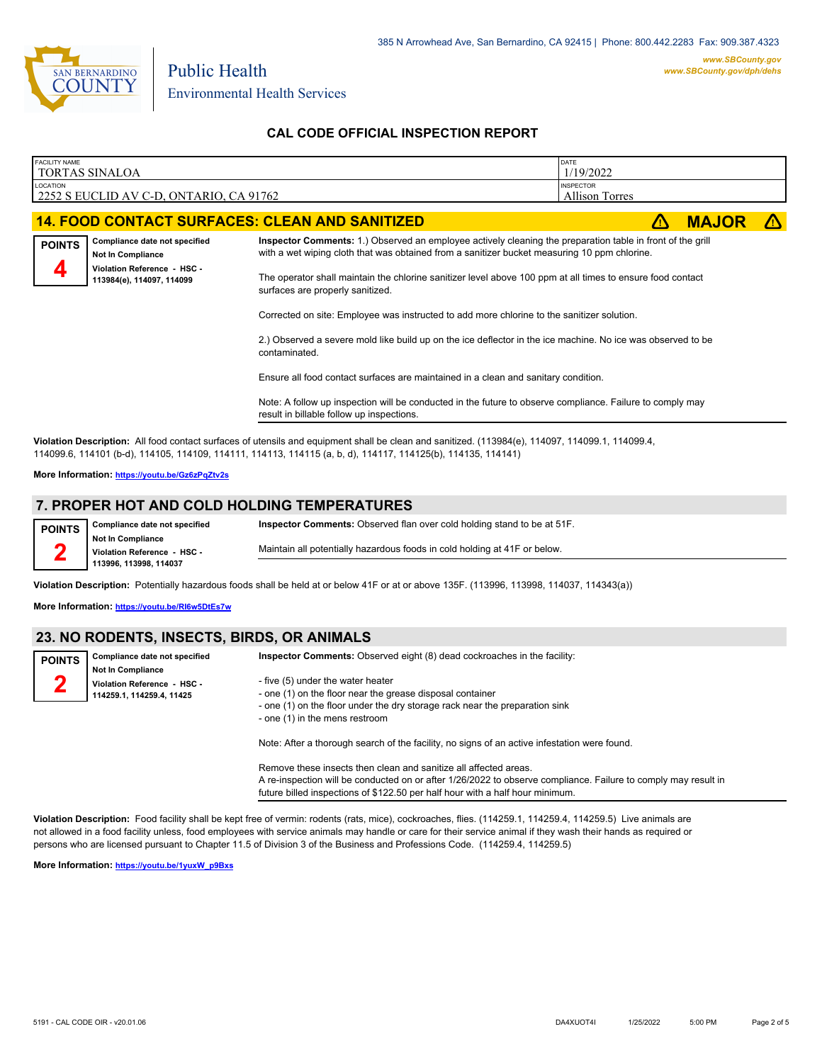385 N Arrowhead Ave, San Bernardino, CA 92415 | Phone: 800.442.2283 Fax: 909.387.4323

www.SBCounty.gov
www.SBCounty.gov/dph/dehs

San Bernardino County
Public Health
Environmental Health Services

## CAL CODE OFFICIAL INSPECTION REPORT

| FACILITY NAME | DATE |
|---|---|
| TORTAS SINALOA | 1/19/2022 |
| **LOCATION** | **INSPECTOR** |
| 2252 S EUCLID AV C-D, ONTARIO, CA 91762 | Allison Torres |

### 14. FOOD CONTACT SURFACES: CLEAN AND SANITIZED — MAJOR

**POINTS** 4

**Compliance date not specified**
**Not In Compliance**
**Violation Reference - HSC - 113984(e), 114097, 114099**

**Inspector Comments:** 1.) Observed an employee actively cleaning the preparation table in front of the grill with a wet wiping cloth that was obtained from a sanitizer bucket measuring 10 ppm chlorine.

The operator shall maintain the chlorine sanitizer level above 100 ppm at all times to ensure food contact surfaces are properly sanitized.

Corrected on site: Employee was instructed to add more chlorine to the sanitizer solution.

2.) Observed a severe mold like build up on the ice deflector in the ice machine. No ice was observed to be contaminated.

Ensure all food contact surfaces are maintained in a clean and sanitary condition.

Note: A follow up inspection will be conducted in the future to observe compliance. Failure to comply may result in billable follow up inspections.

**Violation Description:** All food contact surfaces of utensils and equipment shall be clean and sanitized. (113984(e), 114097, 114099.1, 114099.4, 114099.6, 114101 (b-d), 114105, 114109, 114111, 114113, 114115 (a, b, d), 114117, 114125(b), 114135, 114141)

**More Information:** https://youtu.be/Gz6zPqZtv2s

### 7. PROPER HOT AND COLD HOLDING TEMPERATURES

**POINTS** 2

**Compliance date not specified**
**Not In Compliance**
**Violation Reference - HSC - 113996, 113998, 114037**

**Inspector Comments:** Observed flan over cold holding stand to be at 51F.

Maintain all potentially hazardous foods in cold holding at 41F or below.

**Violation Description:** Potentially hazardous foods shall be held at or below 41F or at or above 135F. (113996, 113998, 114037, 114343(a))

**More Information:** https://youtu.be/RI6w5DtEs7w

### 23. NO RODENTS, INSECTS, BIRDS, OR ANIMALS

**POINTS** 2

**Compliance date not specified**
**Not In Compliance**
**Violation Reference - HSC - 114259.1, 114259.4, 11425**

**Inspector Comments:** Observed eight (8) dead cockroaches in the facility:

- five (5) under the water heater
- one (1) on the floor near the grease disposal container
- one (1) on the floor under the dry storage rack near the preparation sink
- one (1) in the mens restroom

Note: After a thorough search of the facility, no signs of an active infestation were found.

Remove these insects then clean and sanitize all affected areas.
A re-inspection will be conducted on or after 1/26/2022 to observe compliance. Failure to comply may result in future billed inspections of $122.50 per half hour with a half hour minimum.

**Violation Description:** Food facility shall be kept free of vermin: rodents (rats, mice), cockroaches, flies. (114259.1, 114259.4, 114259.5) Live animals are not allowed in a food facility unless, food employees with service animals may handle or care for their service animal if they wash their hands as required or persons who are licensed pursuant to Chapter 11.5 of Division 3 of the Business and Professions Code. (114259.4, 114259.5)

**More Information:** https://youtu.be/1yuxW_p9Bxs

5191 - CAL CODE OIR - v20.01.06 DA4XUOT4I 1/25/2022 5:00 PM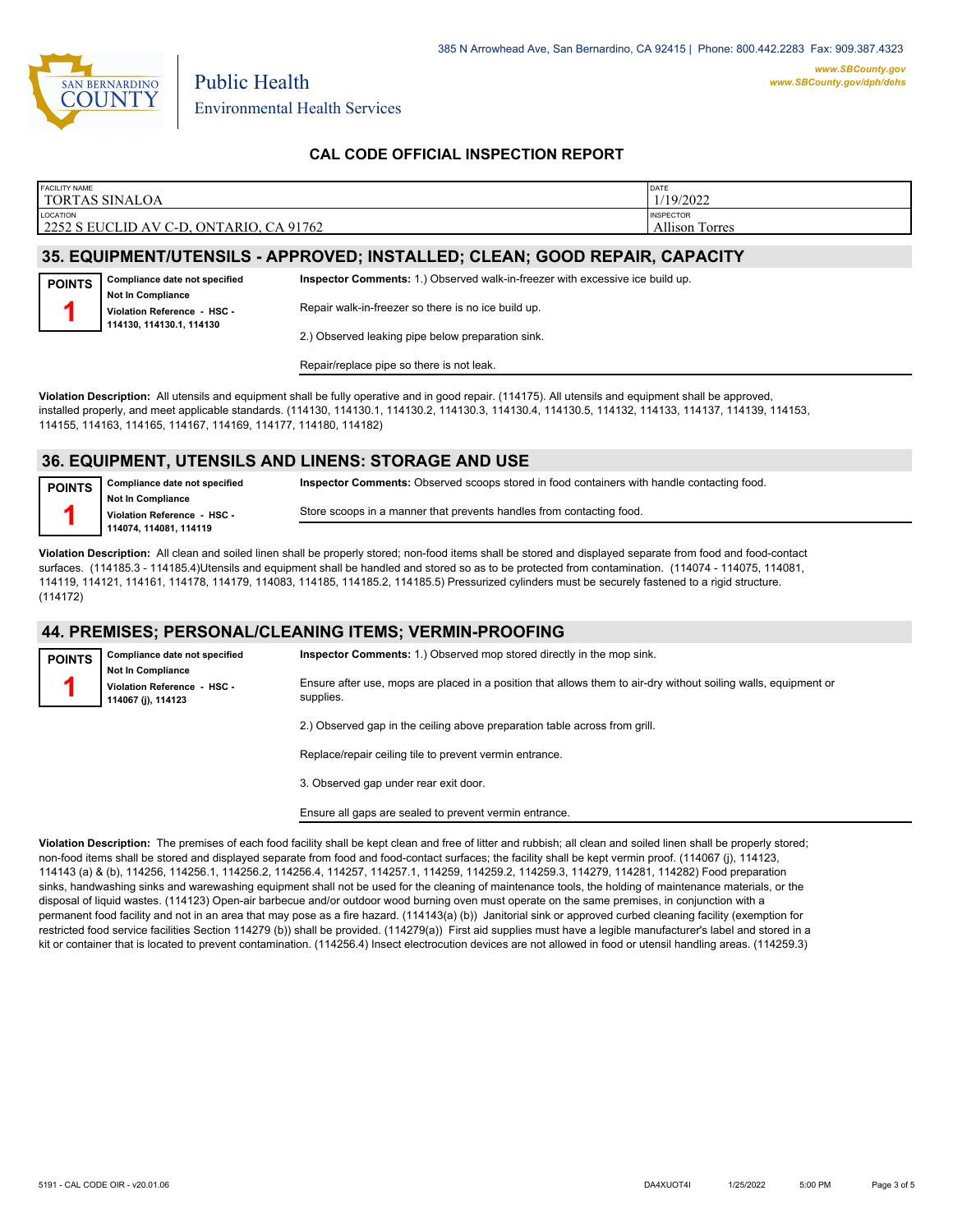**CAL CODE OFFICIAL INSPECTION REPORT**

| FACILITY NAME | DATE |
|---|---|
| TORTAS SINALOA | 1/19/2022 |
| **LOCATION** | **INSPECTOR** |
| 2252 S EUCLID AV C-D, ONTARIO, CA 91762 | Allison Torres |

## 35. EQUIPMENT/UTENSILS - APPROVED; INSTALLED; CLEAN; GOOD REPAIR, CAPACITY

**POINTS 1**

**Compliance date not specified**
**Not In Compliance**
**Violation Reference - HSC - 114130, 114130.1, 114130**

**Inspector Comments:** 1.) Observed walk-in-freezer with excessive ice build up.

Repair walk-in-freezer so there is no ice build up.

2.) Observed leaking pipe below preparation sink.

Repair/replace pipe so there is not leak.

**Violation Description:** All utensils and equipment shall be fully operative and in good repair. (114175). All utensils and equipment shall be approved, installed properly, and meet applicable standards. (114130, 114130.1, 114130.2, 114130.3, 114130.4, 114130.5, 114132, 114133, 114137, 114139, 114153, 114155, 114163, 114165, 114167, 114169, 114177, 114180, 114182)

## 36. EQUIPMENT, UTENSILS AND LINENS: STORAGE AND USE

**POINTS 1**

**Compliance date not specified**
**Not In Compliance**
**Violation Reference - HSC - 114074, 114081, 114119**

**Inspector Comments:** Observed scoops stored in food containers with handle contacting food.

Store scoops in a manner that prevents handles from contacting food.

**Violation Description:** All clean and soiled linen shall be properly stored; non-food items shall be stored and displayed separate from food and food-contact surfaces. (114185.3 - 114185.4)Utensils and equipment shall be handled and stored so as to be protected from contamination. (114074 - 114075, 114081, 114119, 114121, 114161, 114178, 114179, 114083, 114185, 114185.2, 114185.5) Pressurized cylinders must be securely fastened to a rigid structure. (114172)

## 44. PREMISES; PERSONAL/CLEANING ITEMS; VERMIN-PROOFING

**POINTS 1**

**Compliance date not specified**
**Not In Compliance**
**Violation Reference - HSC - 114067 (j), 114123**

**Inspector Comments:** 1.) Observed mop stored directly in the mop sink.

Ensure after use, mops are placed in a position that allows them to air-dry without soiling walls, equipment or supplies.

2.) Observed gap in the ceiling above preparation table across from grill.

Replace/repair ceiling tile to prevent vermin entrance.

3. Observed gap under rear exit door.

Ensure all gaps are sealed to prevent vermin entrance.

**Violation Description:** The premises of each food facility shall be kept clean and free of litter and rubbish; all clean and soiled linen shall be properly stored; non-food items shall be stored and displayed separate from food and food-contact surfaces; the facility shall be kept vermin proof. (114067 (j), 114123, 114143 (a) & (b), 114256, 114256.1, 114256.2, 114256.4, 114257, 114257.1, 114259, 114259.2, 114259.3, 114279, 114281, 114282) Food preparation sinks, handwashing sinks and warewashing equipment shall not be used for the cleaning of maintenance tools, the holding of maintenance materials, or the disposal of liquid wastes. (114123) Open-air barbecue and/or outdoor wood burning oven must operate on the same premises, in conjunction with a permanent food facility and not in an area that may pose as a fire hazard. (114143(a) (b)) Janitorial sink or approved curbed cleaning facility (exemption for restricted food service facilities Section 114279 (b)) shall be provided. (114279(a)) First aid supplies must have a legible manufacturer's label and stored in a kit or container that is located to prevent contamination. (114256.4) Insect electrocution devices are not allowed in food or utensil handling areas. (114259.3)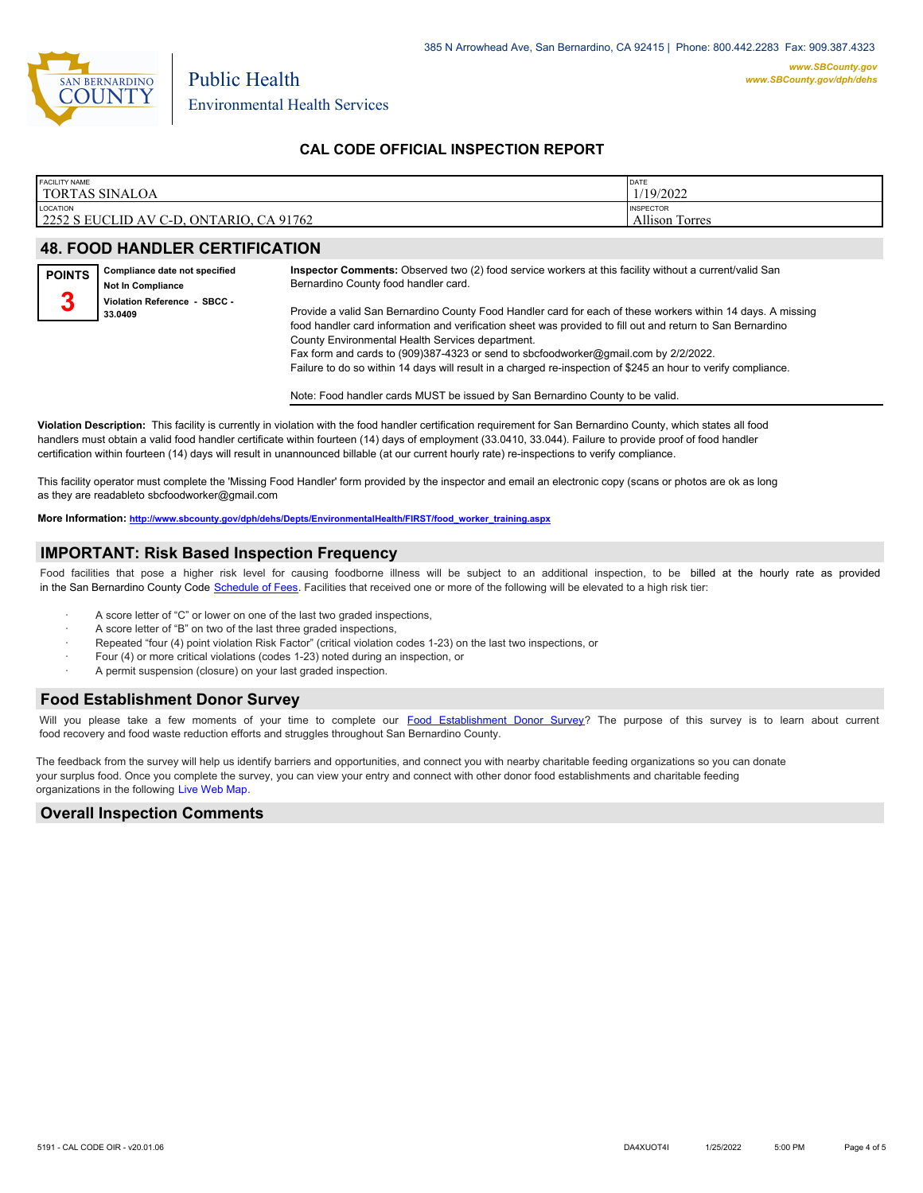385 N Arrowhead Ave, San Bernardino, CA 92415 | Phone: 800.442.2283 Fax: 909.387.4323

www.SBCounty.gov
www.SBCounty.gov/dph/dehs

Public Health
Environmental Health Services

## CAL CODE OFFICIAL INSPECTION REPORT

| FACILITY NAME | DATE |
|---|---|
| TORTAS SINALOA | 1/19/2022 |
| LOCATION | INSPECTOR |
| 2252 S EUCLID AV C-D, ONTARIO, CA 91762 | Allison Torres |

## 48. FOOD HANDLER CERTIFICATION

**POINTS** **3**

**Compliance date not specified**
**Not In Compliance**
**Violation Reference - SBCC - 33.0409**

**Inspector Comments:** Observed two (2) food service workers at this facility without a current/valid San Bernardino County food handler card.

Provide a valid San Bernardino County Food Handler card for each of these workers within 14 days. A missing food handler card information and verification sheet was provided to fill out and return to San Bernardino County Environmental Health Services department.
Fax form and cards to (909)387-4323 or send to sbcfoodworker@gmail.com by 2/2/2022.
Failure to do so within 14 days will result in a charged re-inspection of $245 an hour to verify compliance.

Note: Food handler cards MUST be issued by San Bernardino County to be valid.

**Violation Description:** This facility is currently in violation with the food handler certification requirement for San Bernardino County, which states all food handlers must obtain a valid food handler certificate within fourteen (14) days of employment (33.0410, 33.044). Failure to provide proof of food handler certification within fourteen (14) days will result in unannounced billable (at our current hourly rate) re-inspections to verify compliance.

This facility operator must complete the 'Missing Food Handler' form provided by the inspector and email an electronic copy (scans or photos are ok as long as they are readableto sbcfoodworker@gmail.com

**More Information:** http://www.sbcounty.gov/dph/dehs/Depts/EnvironmentalHealth/FIRST/food_worker_training.aspx

## IMPORTANT: Risk Based Inspection Frequency

Food facilities that pose a higher risk level for causing foodborne illness will be subject to an additional inspection, to be billed at the hourly rate as provided in the San Bernardino County Code Schedule of Fees. Facilities that received one or more of the following will be elevated to a high risk tier:

- A score letter of “C” or lower on one of the last two graded inspections,
- A score letter of “B” on two of the last three graded inspections,
- Repeated “four (4) point violation Risk Factor” (critical violation codes 1-23) on the last two inspections, or
- Four (4) or more critical violations (codes 1-23) noted during an inspection, or
- A permit suspension (closure) on your last graded inspection.

## Food Establishment Donor Survey

Will you please take a few moments of your time to complete our Food Establishment Donor Survey? The purpose of this survey is to learn about current food recovery and food waste reduction efforts and struggles throughout San Bernardino County.

The feedback from the survey will help us identify barriers and opportunities, and connect you with nearby charitable feeding organizations so you can donate your surplus food. Once you complete the survey, you can view your entry and connect with other donor food establishments and charitable feeding organizations in the following Live Web Map.

## Overall Inspection Comments

5191 - CAL CODE OIR - v20.01.06 DA4XUOT4I 1/25/2022 5:00 PM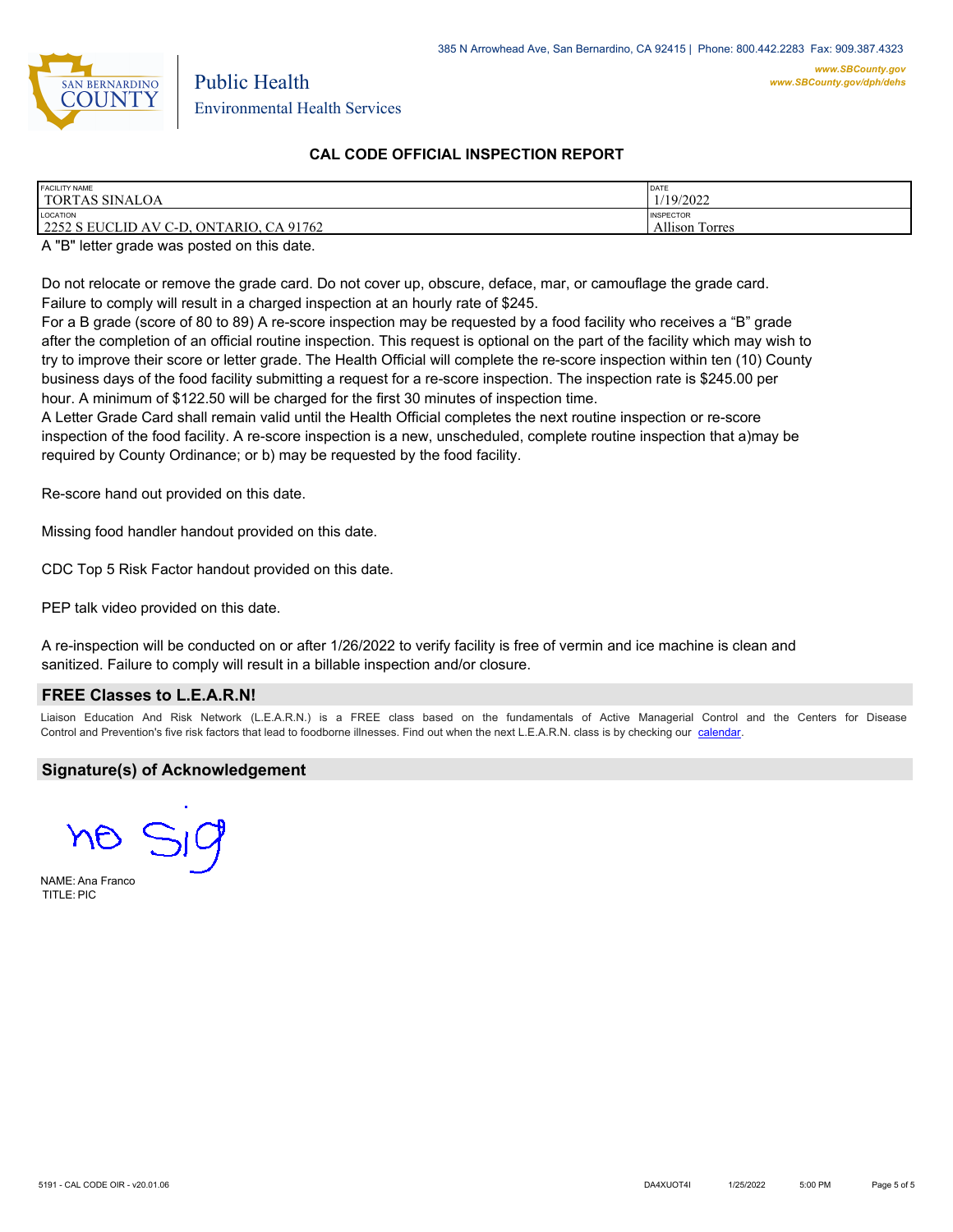385 N Arrowhead Ave, San Bernardino, CA 92415 | Phone: 800.442.2283 Fax: 909.387.4323

www.SBCounty.gov
www.SBCounty.gov/dph/dehs

SAN BERNARDINO COUNTY

Public Health
Environmental Health Services

## CAL CODE OFFICIAL INSPECTION REPORT

| | |
|---|---|
| FACILITY NAME<br>TORTAS SINALOA | DATE<br>1/19/2022 |
| LOCATION<br>2252 S EUCLID AV C-D, ONTARIO, CA 91762 | INSPECTOR<br>Allison Torres |

A "B" letter grade was posted on this date.

Do not relocate or remove the grade card. Do not cover up, obscure, deface, mar, or camouflage the grade card. Failure to comply will result in a charged inspection at an hourly rate of $245.
For a B grade (score of 80 to 89) A re-score inspection may be requested by a food facility who receives a “B” grade after the completion of an official routine inspection. This request is optional on the part of the facility which may wish to try to improve their score or letter grade. The Health Official will complete the re-score inspection within ten (10) County business days of the food facility submitting a request for a re-score inspection. The inspection rate is $245.00 per hour. A minimum of $122.50 will be charged for the first 30 minutes of inspection time.
A Letter Grade Card shall remain valid until the Health Official completes the next routine inspection or re-score inspection of the food facility. A re-score inspection is a new, unscheduled, complete routine inspection that a)may be required by County Ordinance; or b) may be requested by the food facility.

Re-score hand out provided on this date.

Missing food handler handout provided on this date.

CDC Top 5 Risk Factor handout provided on this date.

PEP talk video provided on this date.

A re-inspection will be conducted on or after 1/26/2022 to verify facility is free of vermin and ice machine is clean and sanitized. Failure to comply will result in a billable inspection and/or closure.

## FREE Classes to L.E.A.R.N!

Liaison Education And Risk Network (L.E.A.R.N.) is a FREE class based on the fundamentals of Active Managerial Control and the Centers for Disease Control and Prevention's five risk factors that lead to foodborne illnesses. Find out when the next L.E.A.R.N. class is by checking our calendar.

## Signature(s) of Acknowledgement

no Sig

NAME: Ana Franco
TITLE: PIC

5191 - CAL CODE OIR - v20.01.06 DA4XUOT4I 1/25/2022 5:00 PM